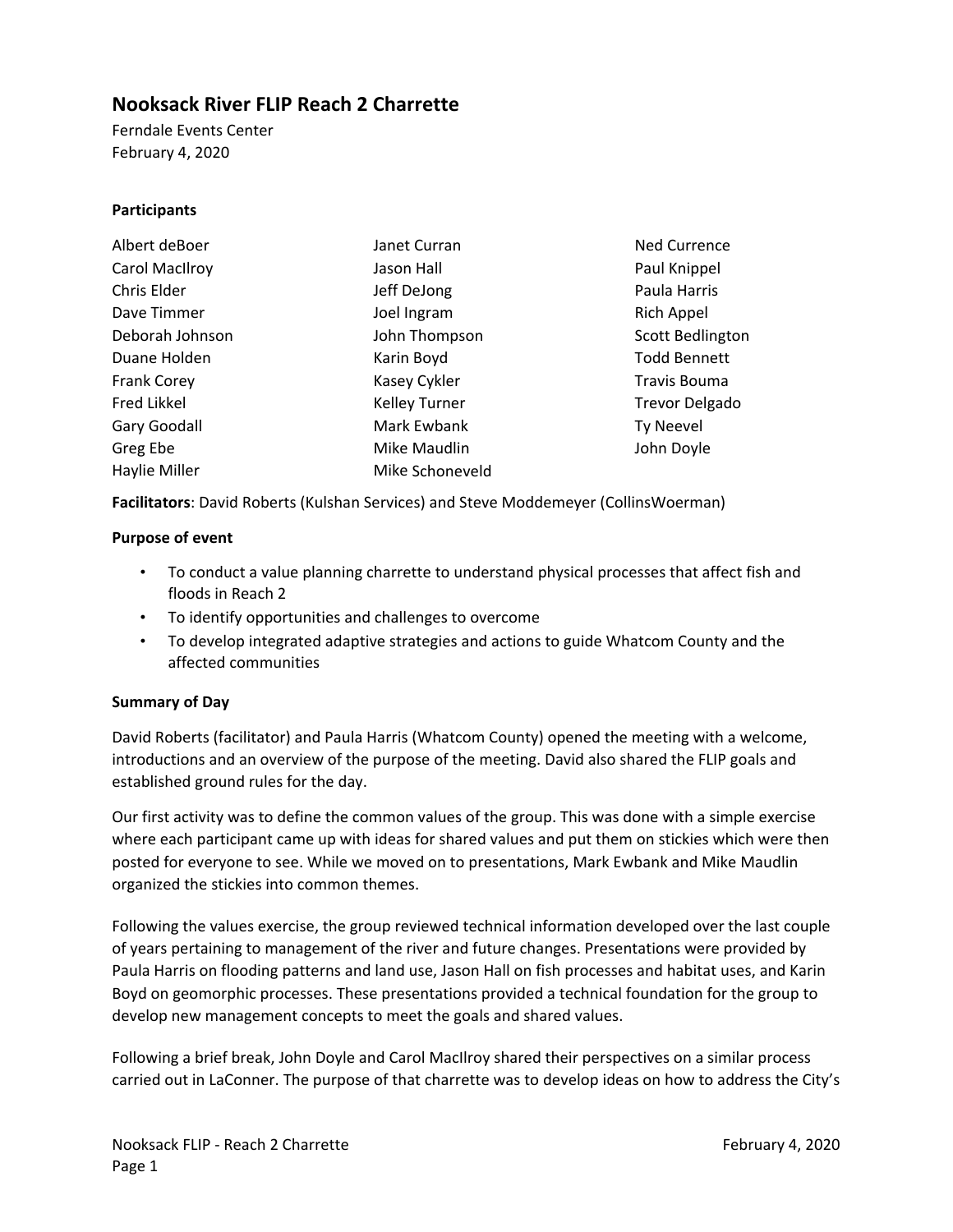# Nooksack River FLIP Reach 2 Charrette

Ferndale Events Center
February 4, 2020

**Participants**

Albert deBoer
Carol MacIlroy
Chris Elder
Dave Timmer
Deborah Johnson
Duane Holden
Frank Corey
Fred Likkel
Gary Goodall
Greg Ebe
Haylie Miller
Janet Curran
Jason Hall
Jeff DeJong
Joel Ingram
John Thompson
Karin Boyd
Kasey Cykler
Kelley Turner
Mark Ewbank
Mike Maudlin
Mike Schoneveld
Ned Currence
Paul Knippel
Paula Harris
Rich Appel
Scott Bedlington
Todd Bennett
Travis Bouma
Trevor Delgado
Ty Neevel
John Doyle

**Facilitators**: David Roberts (Kulshan Services) and Steve Moddemeyer (CollinsWoerman)

**Purpose of event**

- To conduct a value planning charrette to understand physical processes that affect fish and floods in Reach 2
- To identify opportunities and challenges to overcome
- To develop integrated adaptive strategies and actions to guide Whatcom County and the affected communities

**Summary of Day**

David Roberts (facilitator) and Paula Harris (Whatcom County) opened the meeting with a welcome, introductions and an overview of the purpose of the meeting. David also shared the FLIP goals and established ground rules for the day.

Our first activity was to define the common values of the group. This was done with a simple exercise where each participant came up with ideas for shared values and put them on stickies which were then posted for everyone to see. While we moved on to presentations, Mark Ewbank and Mike Maudlin organized the stickies into common themes.

Following the values exercise, the group reviewed technical information developed over the last couple of years pertaining to management of the river and future changes. Presentations were provided by Paula Harris on flooding patterns and land use, Jason Hall on fish processes and habitat uses, and Karin Boyd on geomorphic processes. These presentations provided a technical foundation for the group to develop new management concepts to meet the goals and shared values.

Following a brief break, John Doyle and Carol MacIlroy shared their perspectives on a similar process carried out in LaConner. The purpose of that charrette was to develop ideas on how to address the City's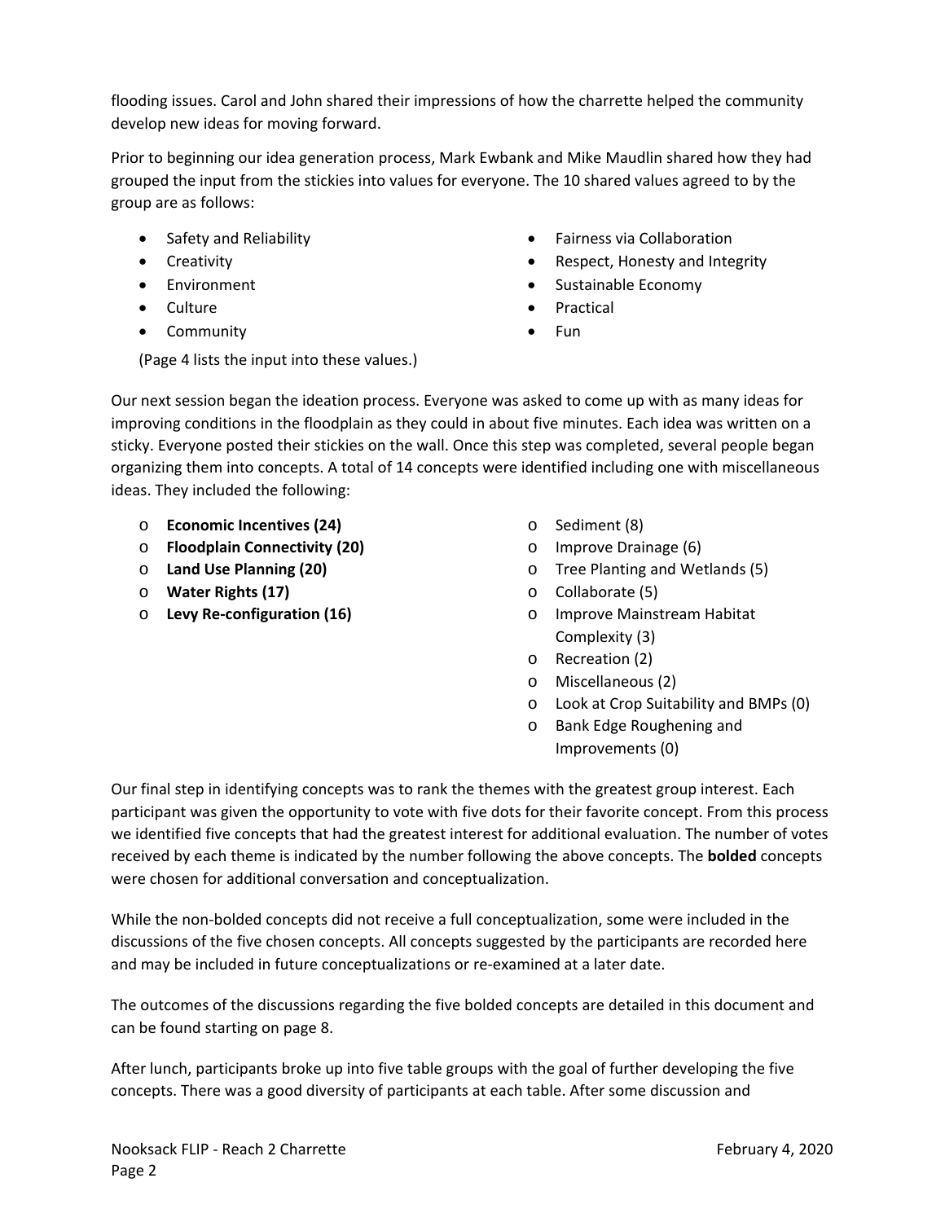flooding issues. Carol and John shared their impressions of how the charrette helped the community develop new ideas for moving forward.

Prior to beginning our idea generation process, Mark Ewbank and Mike Maudlin shared how they had grouped the input from the stickies into values for everyone. The 10 shared values agreed to by the group are as follows:

- Safety and Reliability
- Creativity
- Environment
- Culture
- Community
- Fairness via Collaboration
- Respect, Honesty and Integrity
- Sustainable Economy
- Practical
- Fun

(Page 4 lists the input into these values.)

Our next session began the ideation process. Everyone was asked to come up with as many ideas for improving conditions in the floodplain as they could in about five minutes. Each idea was written on a sticky. Everyone posted their stickies on the wall. Once this step was completed, several people began organizing them into concepts. A total of 14 concepts were identified including one with miscellaneous ideas. They included the following:

- **Economic Incentives (24)**
- **Floodplain Connectivity (20)**
- **Land Use Planning (20)**
- **Water Rights (17)**
- **Levy Re-configuration (16)**
- Sediment (8)
- Improve Drainage (6)
- Tree Planting and Wetlands (5)
- Collaborate (5)
- Improve Mainstream Habitat Complexity (3)
- Recreation (2)
- Miscellaneous (2)
- Look at Crop Suitability and BMPs (0)
- Bank Edge Roughening and Improvements (0)

Our final step in identifying concepts was to rank the themes with the greatest group interest. Each participant was given the opportunity to vote with five dots for their favorite concept. From this process we identified five concepts that had the greatest interest for additional evaluation. The number of votes received by each theme is indicated by the number following the above concepts. The **bolded** concepts were chosen for additional conversation and conceptualization.

While the non-bolded concepts did not receive a full conceptualization, some were included in the discussions of the five chosen concepts. All concepts suggested by the participants are recorded here and may be included in future conceptualizations or re-examined at a later date.

The outcomes of the discussions regarding the five bolded concepts are detailed in this document and can be found starting on page 8.

After lunch, participants broke up into five table groups with the goal of further developing the five concepts. There was a good diversity of participants at each table. After some discussion and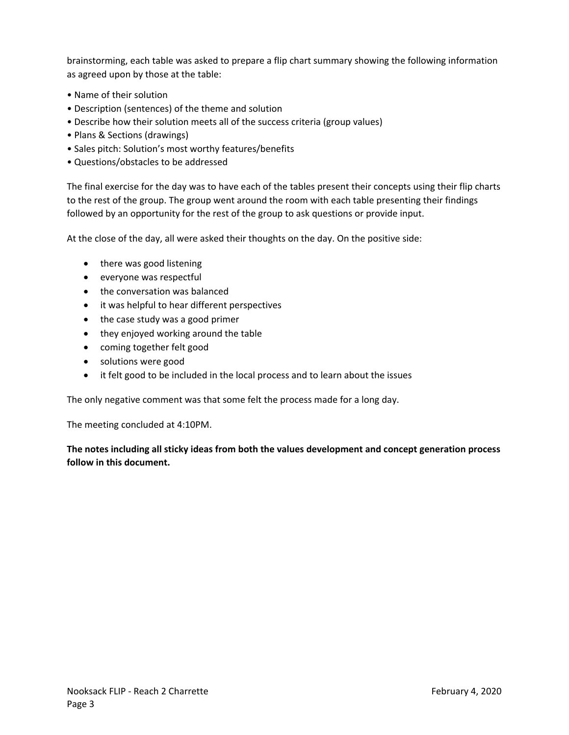brainstorming, each table was asked to prepare a flip chart summary showing the following information as agreed upon by those at the table:

- Name of their solution
- Description (sentences) of the theme and solution
- Describe how their solution meets all of the success criteria (group values)
- Plans & Sections (drawings)
- Sales pitch: Solution's most worthy features/benefits
- Questions/obstacles to be addressed

The final exercise for the day was to have each of the tables present their concepts using their flip charts to the rest of the group. The group went around the room with each table presenting their findings followed by an opportunity for the rest of the group to ask questions or provide input.

At the close of the day, all were asked their thoughts on the day. On the positive side:

- there was good listening
- everyone was respectful
- the conversation was balanced
- it was helpful to hear different perspectives
- the case study was a good primer
- they enjoyed working around the table
- coming together felt good
- solutions were good
- it felt good to be included in the local process and to learn about the issues

The only negative comment was that some felt the process made for a long day.

The meeting concluded at 4:10PM.

**The notes including all sticky ideas from both the values development and concept generation process follow in this document.**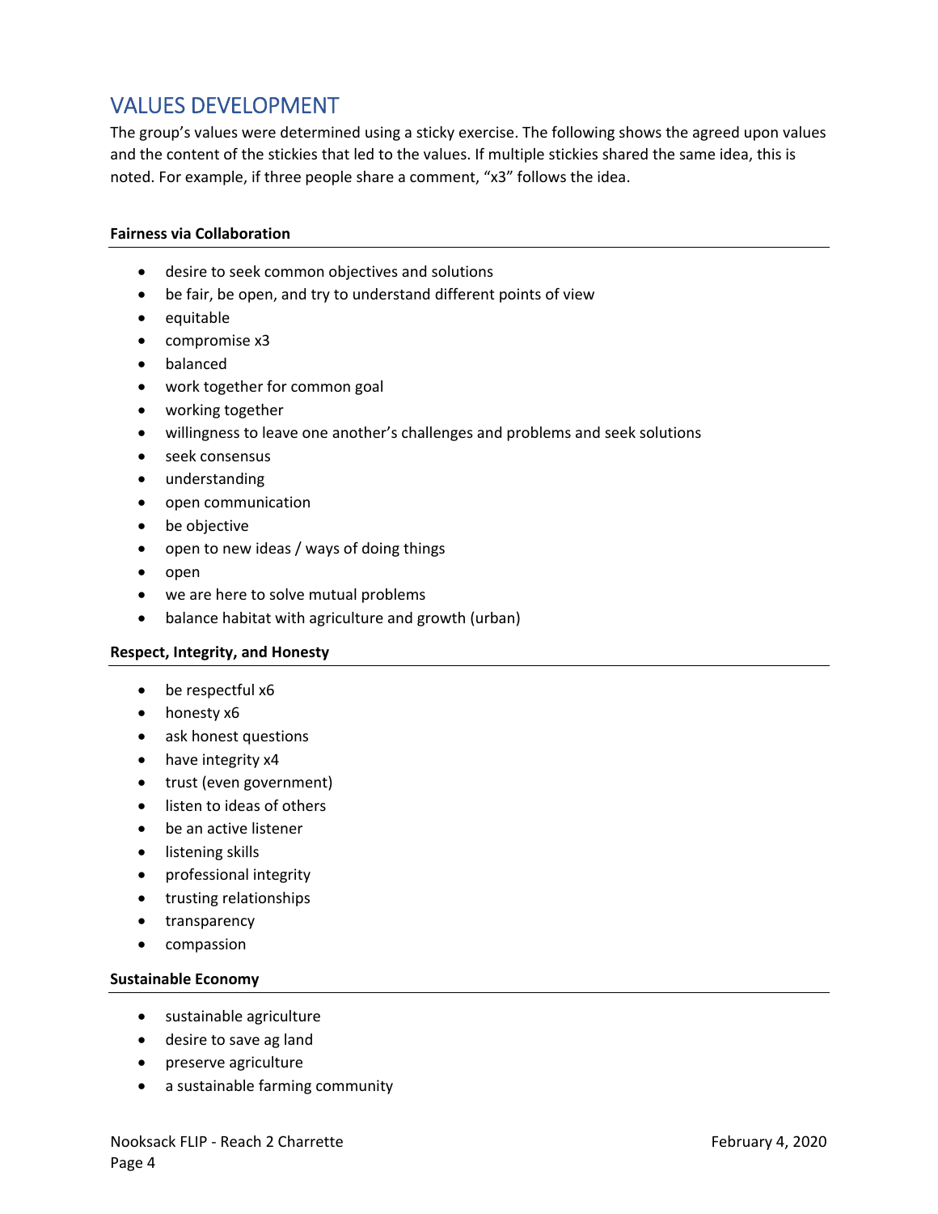## VALUES DEVELOPMENT

The group's values were determined using a sticky exercise. The following shows the agreed upon values and the content of the stickies that led to the values. If multiple stickies shared the same idea, this is noted. For example, if three people share a comment, "x3" follows the idea.

**Fairness via Collaboration**

- desire to seek common objectives and solutions
- be fair, be open, and try to understand different points of view
- equitable
- compromise x3
- balanced
- work together for common goal
- working together
- willingness to leave one another's challenges and problems and seek solutions
- seek consensus
- understanding
- open communication
- be objective
- open to new ideas / ways of doing things
- open
- we are here to solve mutual problems
- balance habitat with agriculture and growth (urban)

**Respect, Integrity, and Honesty**

- be respectful x6
- honesty x6
- ask honest questions
- have integrity x4
- trust (even government)
- listen to ideas of others
- be an active listener
- listening skills
- professional integrity
- trusting relationships
- transparency
- compassion

**Sustainable Economy**

- sustainable agriculture
- desire to save ag land
- preserve agriculture
- a sustainable farming community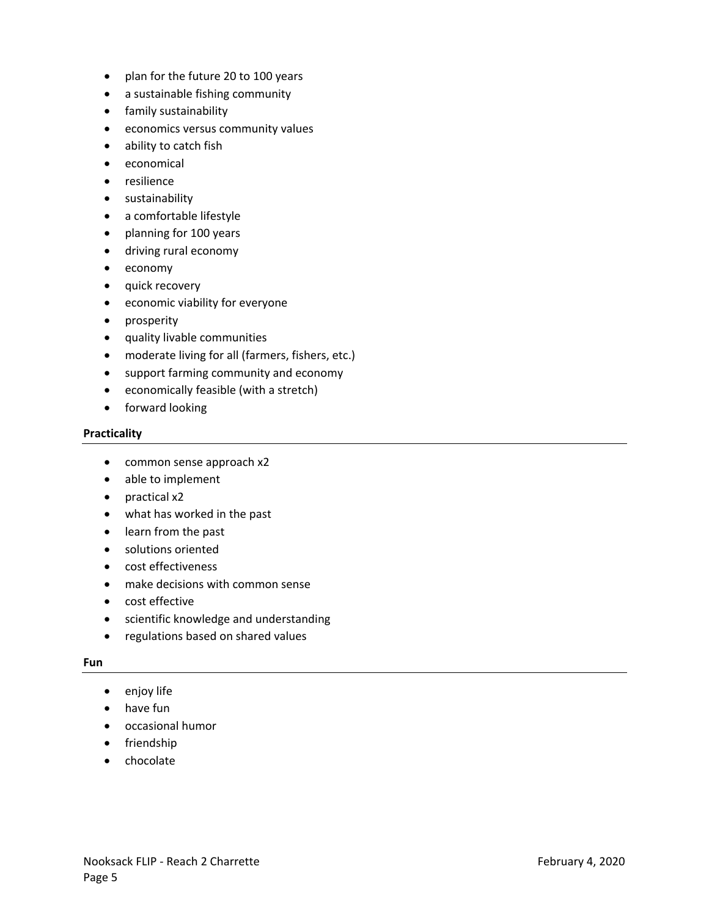- plan for the future 20 to 100 years
- a sustainable fishing community
- family sustainability
- economics versus community values
- ability to catch fish
- economical
- resilience
- sustainability
- a comfortable lifestyle
- planning for 100 years
- driving rural economy
- economy
- quick recovery
- economic viability for everyone
- prosperity
- quality livable communities
- moderate living for all (farmers, fishers, etc.)
- support farming community and economy
- economically feasible (with a stretch)
- forward looking

**Practicality**

- common sense approach x2
- able to implement
- practical x2
- what has worked in the past
- learn from the past
- solutions oriented
- cost effectiveness
- make decisions with common sense
- cost effective
- scientific knowledge and understanding
- regulations based on shared values

**Fun**

- enjoy life
- have fun
- occasional humor
- friendship
- chocolate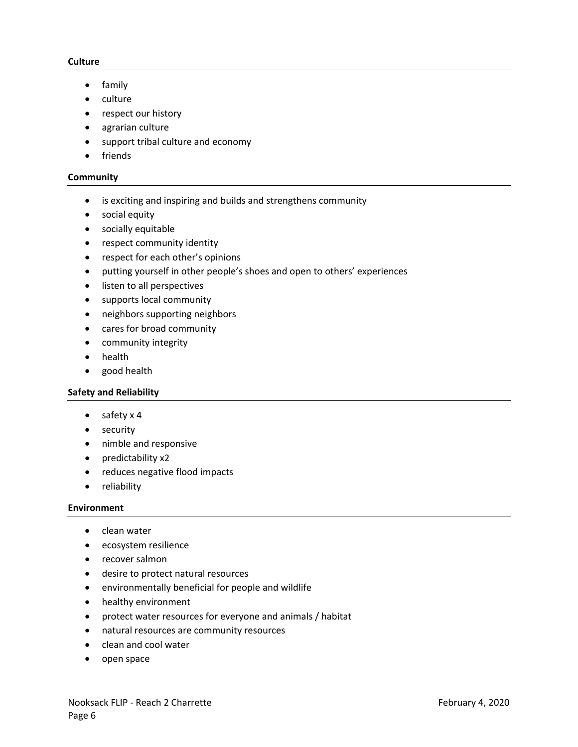**Culture**

- family
- culture
- respect our history
- agrarian culture
- support tribal culture and economy
- friends

**Community**

- is exciting and inspiring and builds and strengthens community
- social equity
- socially equitable
- respect community identity
- respect for each other's opinions
- putting yourself in other people's shoes and open to others' experiences
- listen to all perspectives
- supports local community
- neighbors supporting neighbors
- cares for broad community
- community integrity
- health
- good health

**Safety and Reliability**

- safety x 4
- security
- nimble and responsive
- predictability x2
- reduces negative flood impacts
- reliability

**Environment**

- clean water
- ecosystem resilience
- recover salmon
- desire to protect natural resources
- environmentally beneficial for people and wildlife
- healthy environment
- protect water resources for everyone and animals / habitat
- natural resources are community resources
- clean and cool water
- open space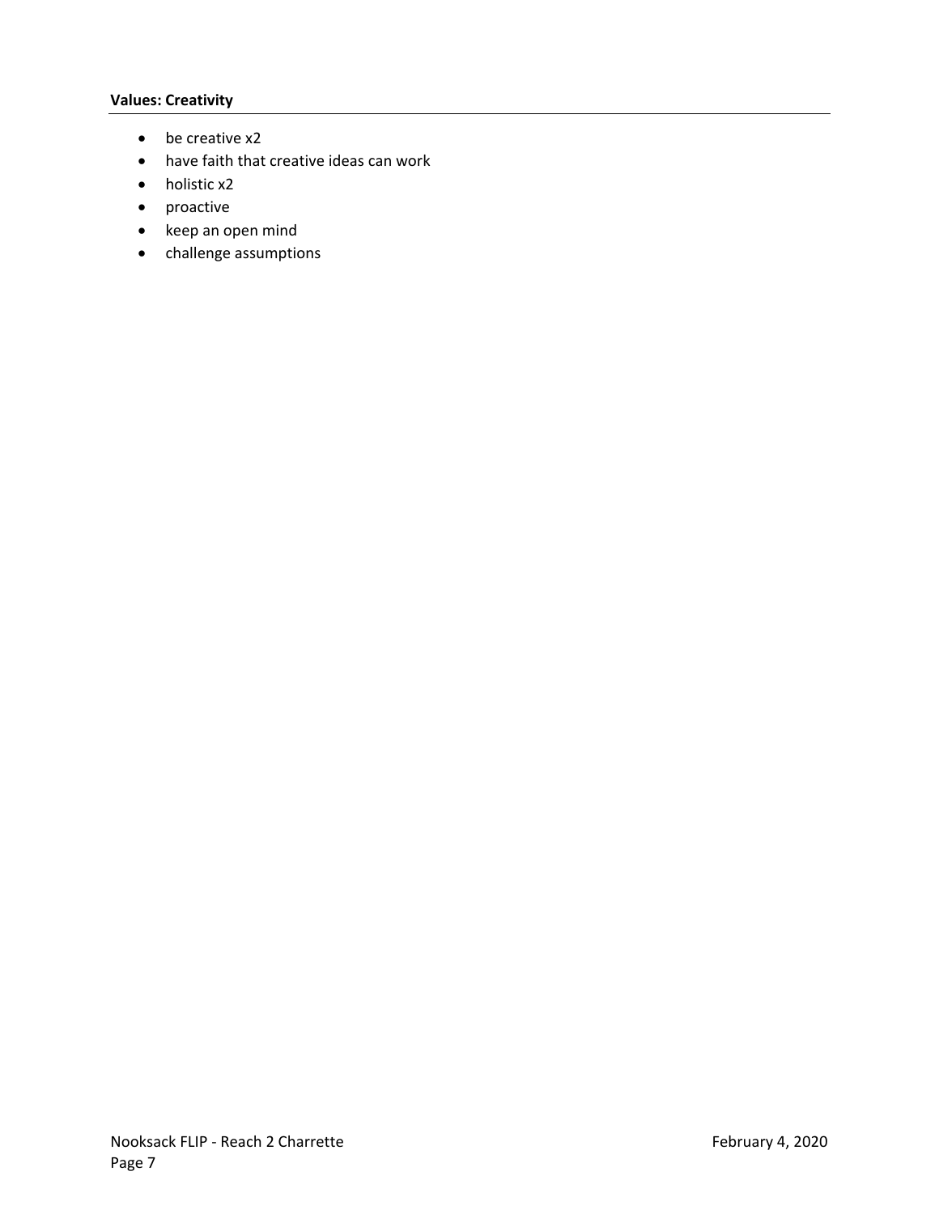**Values: Creativity**

- be creative x2
- have faith that creative ideas can work
- holistic x2
- proactive
- keep an open mind
- challenge assumptions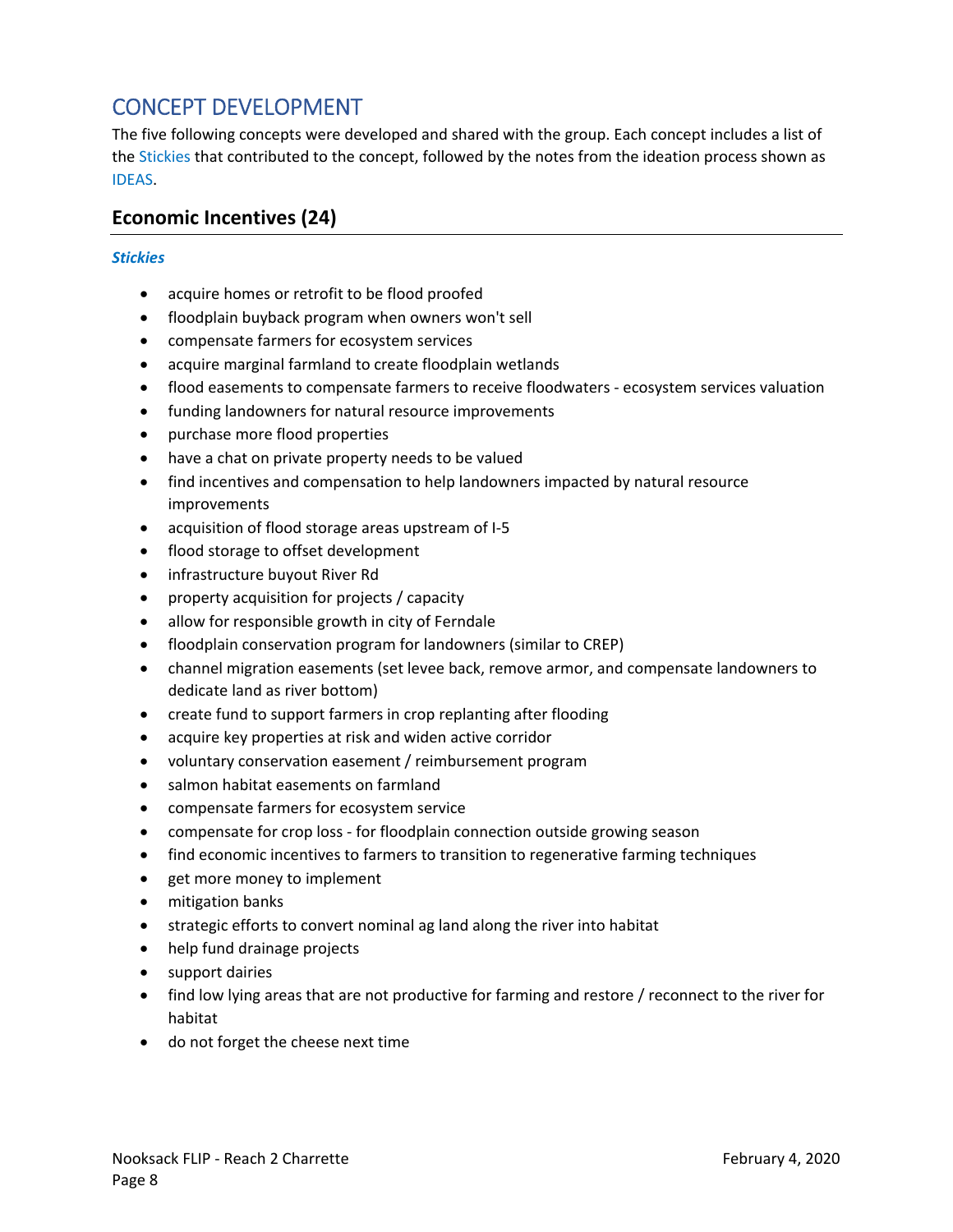# CONCEPT DEVELOPMENT

The five following concepts were developed and shared with the group. Each concept includes a list of the Stickies that contributed to the concept, followed by the notes from the ideation process shown as IDEAS.

## Economic Incentives (24)

### *Stickies*

- acquire homes or retrofit to be flood proofed
- floodplain buyback program when owners won't sell
- compensate farmers for ecosystem services
- acquire marginal farmland to create floodplain wetlands
- flood easements to compensate farmers to receive floodwaters - ecosystem services valuation
- funding landowners for natural resource improvements
- purchase more flood properties
- have a chat on private property needs to be valued
- find incentives and compensation to help landowners impacted by natural resource improvements
- acquisition of flood storage areas upstream of I-5
- flood storage to offset development
- infrastructure buyout River Rd
- property acquisition for projects / capacity
- allow for responsible growth in city of Ferndale
- floodplain conservation program for landowners (similar to CREP)
- channel migration easements (set levee back, remove armor, and compensate landowners to dedicate land as river bottom)
- create fund to support farmers in crop replanting after flooding
- acquire key properties at risk and widen active corridor
- voluntary conservation easement / reimbursement program
- salmon habitat easements on farmland
- compensate farmers for ecosystem service
- compensate for crop loss - for floodplain connection outside growing season
- find economic incentives to farmers to transition to regenerative farming techniques
- get more money to implement
- mitigation banks
- strategic efforts to convert nominal ag land along the river into habitat
- help fund drainage projects
- support dairies
- find low lying areas that are not productive for farming and restore / reconnect to the river for habitat
- do not forget the cheese next time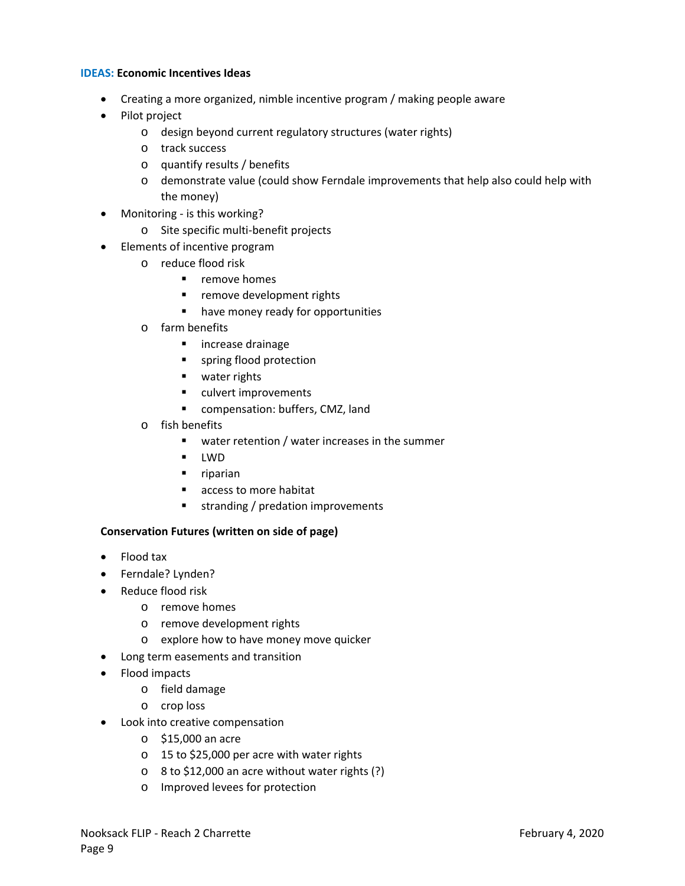**IDEAS: Economic Incentives Ideas**

- Creating a more organized, nimble incentive program / making people aware
- Pilot project
  - design beyond current regulatory structures (water rights)
  - track success
  - quantify results / benefits
  - demonstrate value (could show Ferndale improvements that help also could help with the money)
- Monitoring - is this working?
  - Site specific multi-benefit projects
- Elements of incentive program
  - reduce flood risk
    - remove homes
    - remove development rights
    - have money ready for opportunities
  - farm benefits
    - increase drainage
    - spring flood protection
    - water rights
    - culvert improvements
    - compensation: buffers, CMZ, land
  - fish benefits
    - water retention / water increases in the summer
    - LWD
    - riparian
    - access to more habitat
    - stranding / predation improvements

**Conservation Futures (written on side of page)**

- Flood tax
- Ferndale? Lynden?
- Reduce flood risk
  - remove homes
  - remove development rights
  - explore how to have money move quicker
- Long term easements and transition
- Flood impacts
  - field damage
  - crop loss
- Look into creative compensation
  - $15,000 an acre
  - 15 to $25,000 per acre with water rights
  - 8 to $12,000 an acre without water rights (?)
  - Improved levees for protection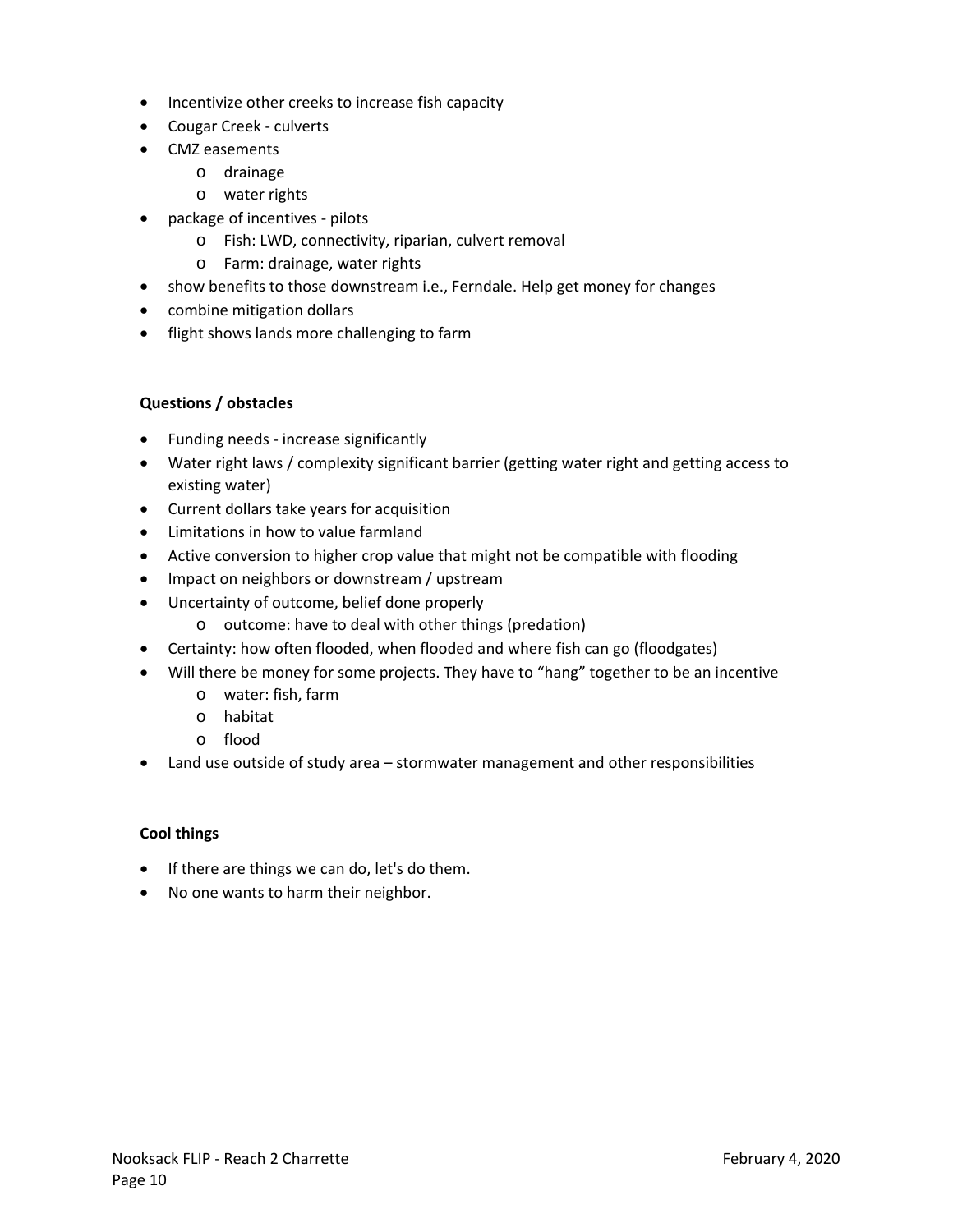- Incentivize other creeks to increase fish capacity
- Cougar Creek - culverts
- CMZ easements
    - drainage
    - water rights
- package of incentives - pilots
    - Fish: LWD, connectivity, riparian, culvert removal
    - Farm: drainage, water rights
- show benefits to those downstream i.e., Ferndale. Help get money for changes
- combine mitigation dollars
- flight shows lands more challenging to farm

**Questions / obstacles**

- Funding needs - increase significantly
- Water right laws / complexity significant barrier (getting water right and getting access to existing water)
- Current dollars take years for acquisition
- Limitations in how to value farmland
- Active conversion to higher crop value that might not be compatible with flooding
- Impact on neighbors or downstream / upstream
- Uncertainty of outcome, belief done properly
    - outcome: have to deal with other things (predation)
- Certainty: how often flooded, when flooded and where fish can go (floodgates)
- Will there be money for some projects. They have to "hang" together to be an incentive
    - water: fish, farm
    - habitat
    - flood
- Land use outside of study area – stormwater management and other responsibilities

**Cool things**

- If there are things we can do, let's do them.
- No one wants to harm their neighbor.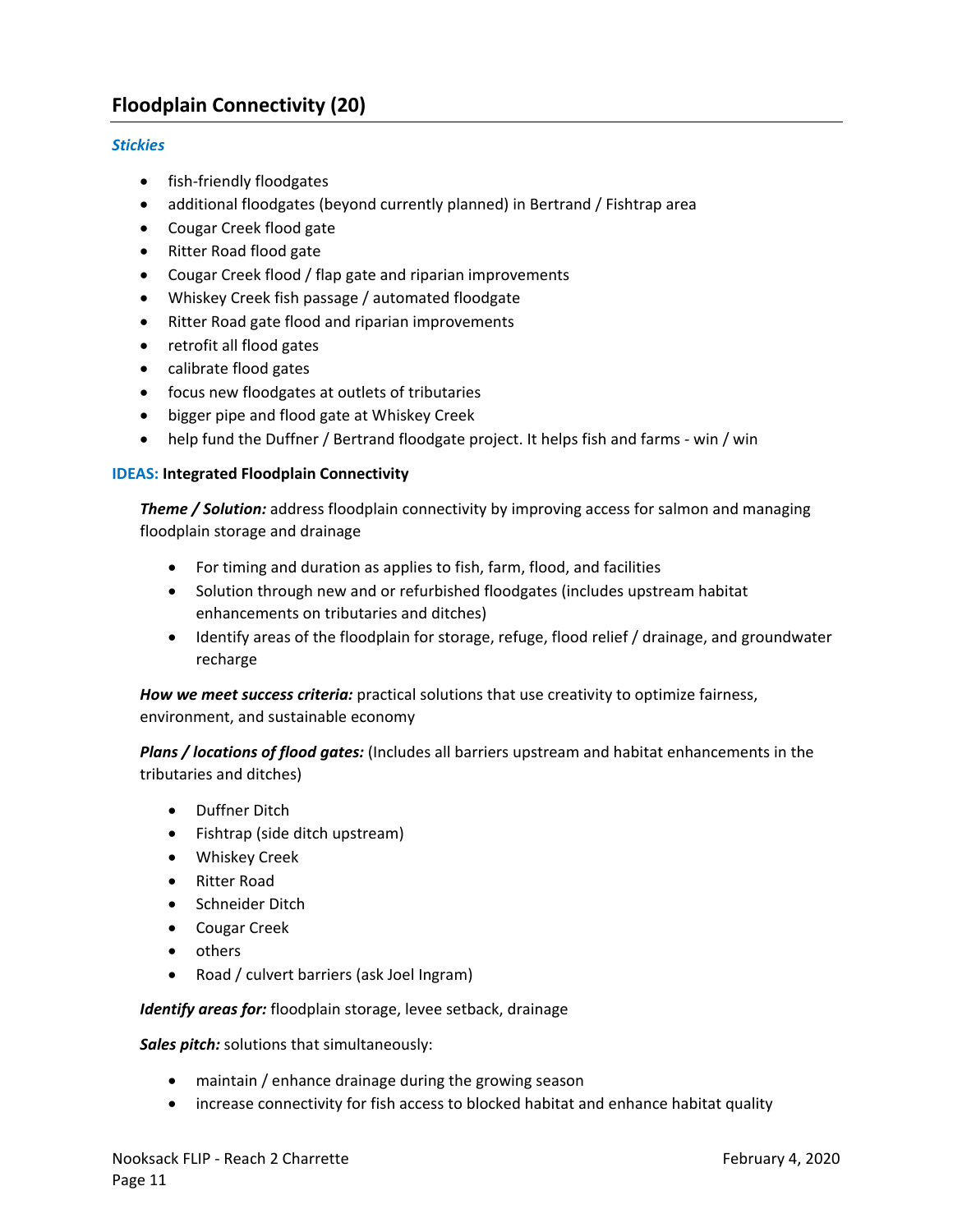## Floodplain Connectivity (20)

***Stickies***

- fish-friendly floodgates
- additional floodgates (beyond currently planned) in Bertrand / Fishtrap area
- Cougar Creek flood gate
- Ritter Road flood gate
- Cougar Creek flood / flap gate and riparian improvements
- Whiskey Creek fish passage / automated floodgate
- Ritter Road gate flood and riparian improvements
- retrofit all flood gates
- calibrate flood gates
- focus new floodgates at outlets of tributaries
- bigger pipe and flood gate at Whiskey Creek
- help fund the Duffner / Bertrand floodgate project. It helps fish and farms - win / win

**IDEAS: Integrated Floodplain Connectivity**

***Theme / Solution:*** address floodplain connectivity by improving access for salmon and managing floodplain storage and drainage

- For timing and duration as applies to fish, farm, flood, and facilities
- Solution through new and or refurbished floodgates (includes upstream habitat enhancements on tributaries and ditches)
- Identify areas of the floodplain for storage, refuge, flood relief / drainage, and groundwater recharge

***How we meet success criteria:*** practical solutions that use creativity to optimize fairness, environment, and sustainable economy

***Plans / locations of flood gates:*** (Includes all barriers upstream and habitat enhancements in the tributaries and ditches)

- Duffner Ditch
- Fishtrap (side ditch upstream)
- Whiskey Creek
- Ritter Road
- Schneider Ditch
- Cougar Creek
- others
- Road / culvert barriers (ask Joel Ingram)

***Identify areas for:*** floodplain storage, levee setback, drainage

***Sales pitch:*** solutions that simultaneously:

- maintain / enhance drainage during the growing season
- increase connectivity for fish access to blocked habitat and enhance habitat quality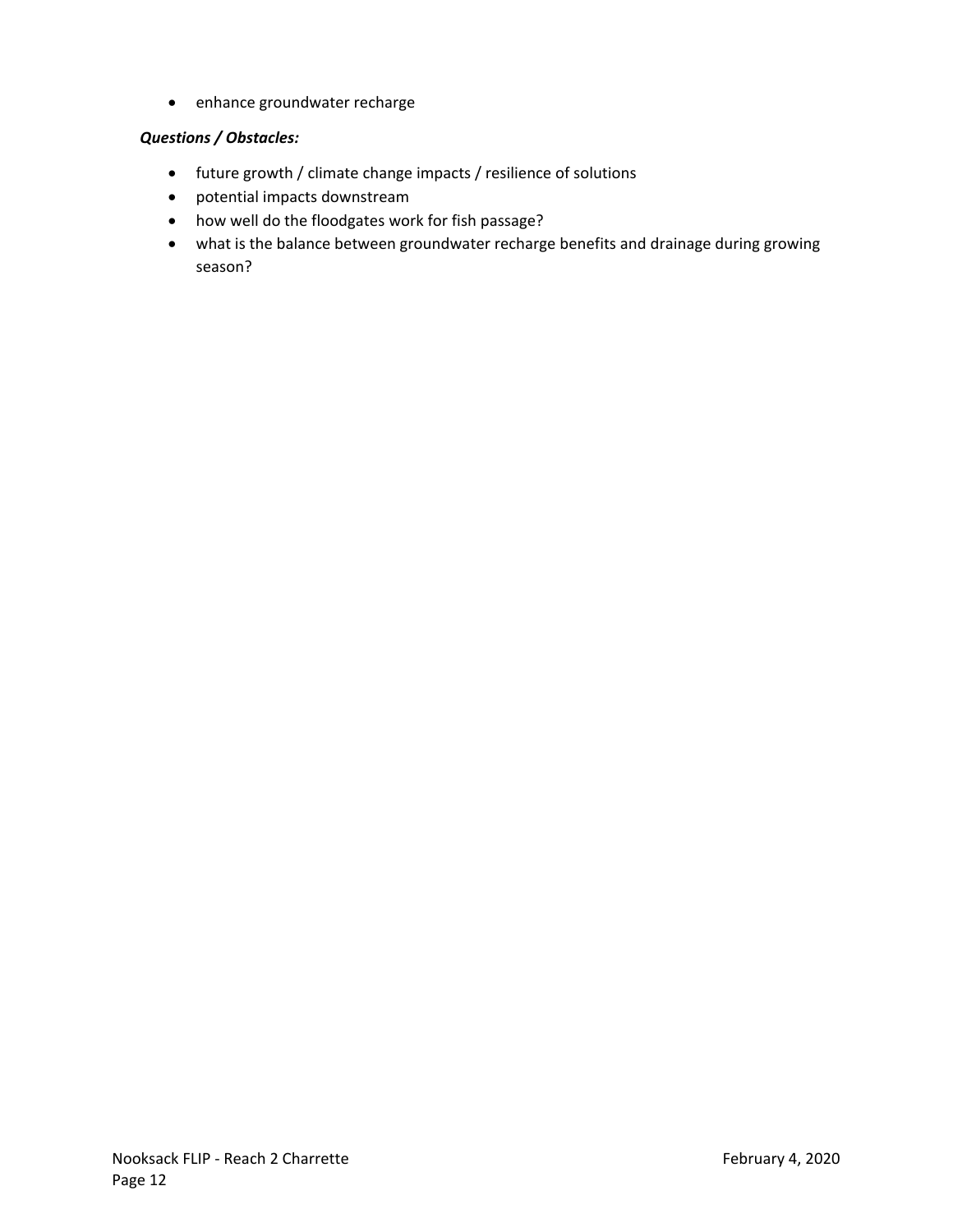- enhance groundwater recharge

***Questions / Obstacles:***

- future growth / climate change impacts / resilience of solutions
- potential impacts downstream
- how well do the floodgates work for fish passage?
- what is the balance between groundwater recharge benefits and drainage during growing season?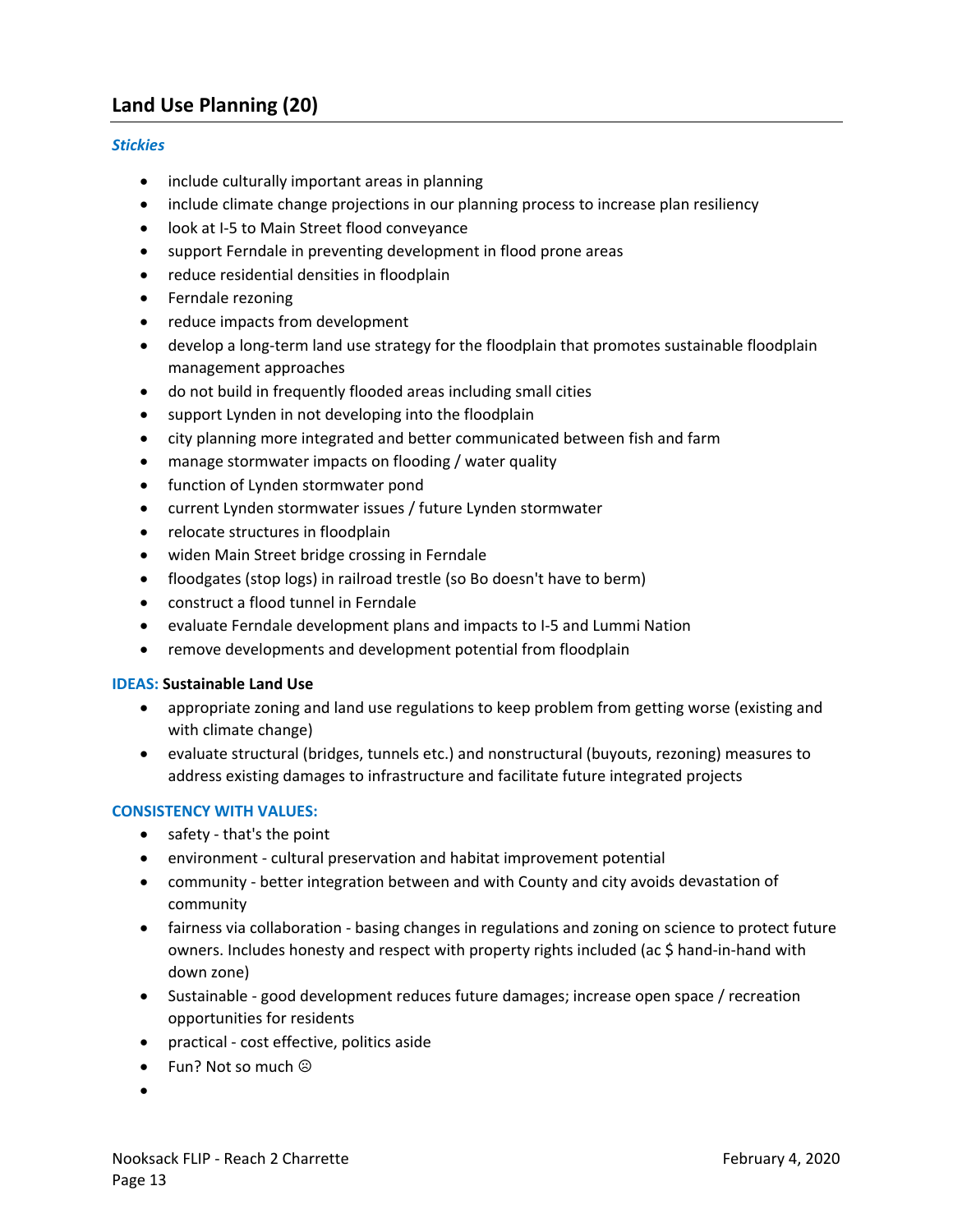## Land Use Planning (20)

***Stickies***

- include culturally important areas in planning
- include climate change projections in our planning process to increase plan resiliency
- look at I-5 to Main Street flood conveyance
- support Ferndale in preventing development in flood prone areas
- reduce residential densities in floodplain
- Ferndale rezoning
- reduce impacts from development
- develop a long-term land use strategy for the floodplain that promotes sustainable floodplain management approaches
- do not build in frequently flooded areas including small cities
- support Lynden in not developing into the floodplain
- city planning more integrated and better communicated between fish and farm
- manage stormwater impacts on flooding / water quality
- function of Lynden stormwater pond
- current Lynden stormwater issues / future Lynden stormwater
- relocate structures in floodplain
- widen Main Street bridge crossing in Ferndale
- floodgates (stop logs) in railroad trestle (so Bo doesn't have to berm)
- construct a flood tunnel in Ferndale
- evaluate Ferndale development plans and impacts to I-5 and Lummi Nation
- remove developments and development potential from floodplain

**IDEAS: Sustainable Land Use**

- appropriate zoning and land use regulations to keep problem from getting worse (existing and with climate change)
- evaluate structural (bridges, tunnels etc.) and nonstructural (buyouts, rezoning) measures to address existing damages to infrastructure and facilitate future integrated projects

**CONSISTENCY WITH VALUES:**

- safety - that's the point
- environment - cultural preservation and habitat improvement potential
- community - better integration between and with County and city avoids devastation of community
- fairness via collaboration - basing changes in regulations and zoning on science to protect future owners. Includes honesty and respect with property rights included (ac $ hand-in-hand with down zone)
- Sustainable - good development reduces future damages; increase open space / recreation opportunities for residents
- practical - cost effective, politics aside
- Fun? Not so much ☹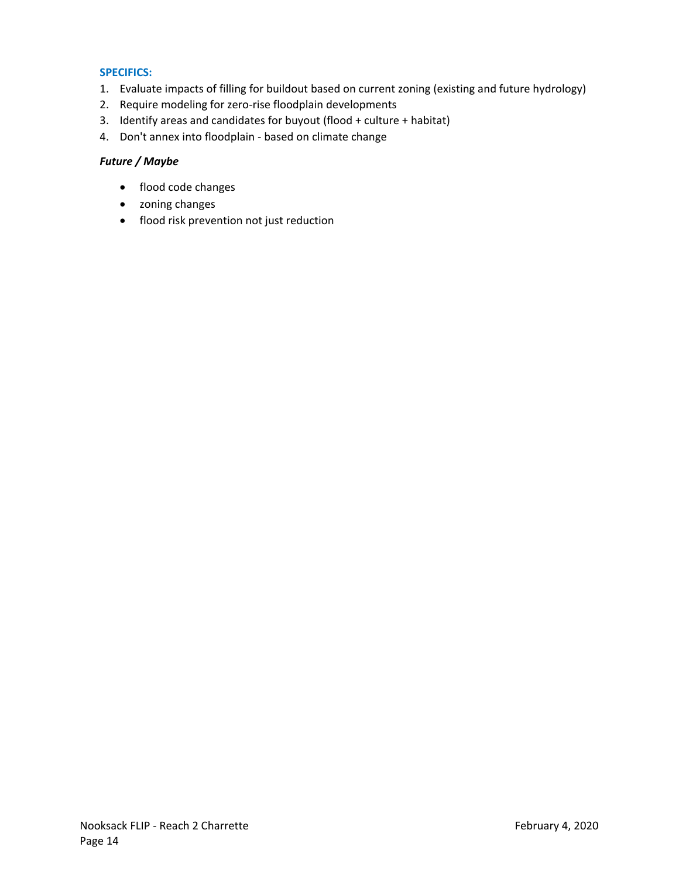**SPECIFICS:**

1. Evaluate impacts of filling for buildout based on current zoning (existing and future hydrology)
2. Require modeling for zero-rise floodplain developments
3. Identify areas and candidates for buyout (flood + culture + habitat)
4. Don't annex into floodplain - based on climate change

***Future / Maybe***

- flood code changes
- zoning changes
- flood risk prevention not just reduction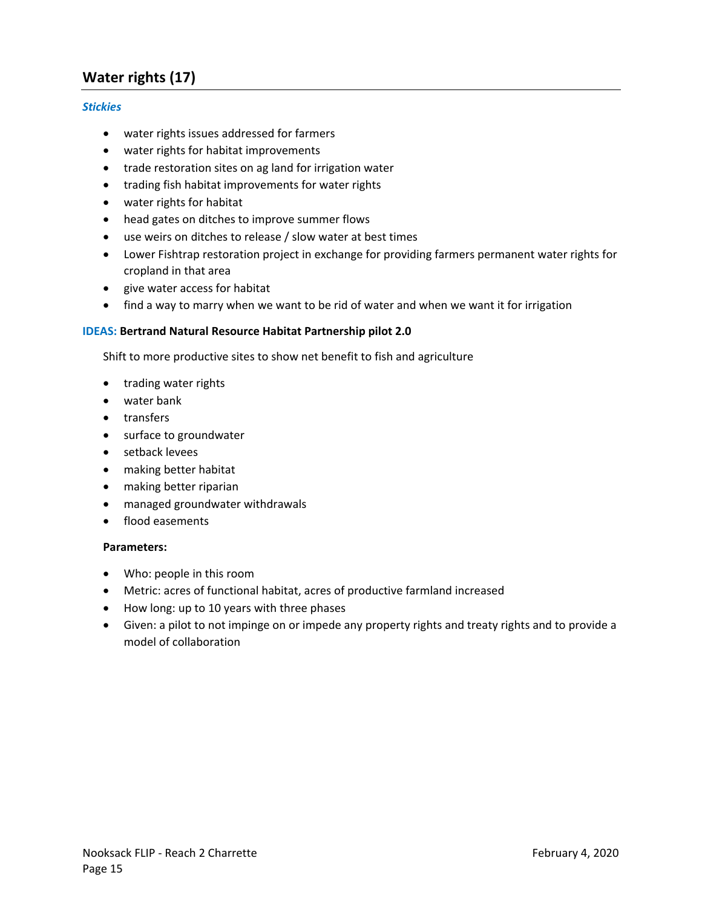## Water rights (17)

***Stickies***

- water rights issues addressed for farmers
- water rights for habitat improvements
- trade restoration sites on ag land for irrigation water
- trading fish habitat improvements for water rights
- water rights for habitat
- head gates on ditches to improve summer flows
- use weirs on ditches to release / slow water at best times
- Lower Fishtrap restoration project in exchange for providing farmers permanent water rights for cropland in that area
- give water access for habitat
- find a way to marry when we want to be rid of water and when we want it for irrigation

**IDEAS: Bertrand Natural Resource Habitat Partnership pilot 2.0**

Shift to more productive sites to show net benefit to fish and agriculture

- trading water rights
- water bank
- transfers
- surface to groundwater
- setback levees
- making better habitat
- making better riparian
- managed groundwater withdrawals
- flood easements

**Parameters:**

- Who: people in this room
- Metric: acres of functional habitat, acres of productive farmland increased
- How long: up to 10 years with three phases
- Given: a pilot to not impinge on or impede any property rights and treaty rights and to provide a model of collaboration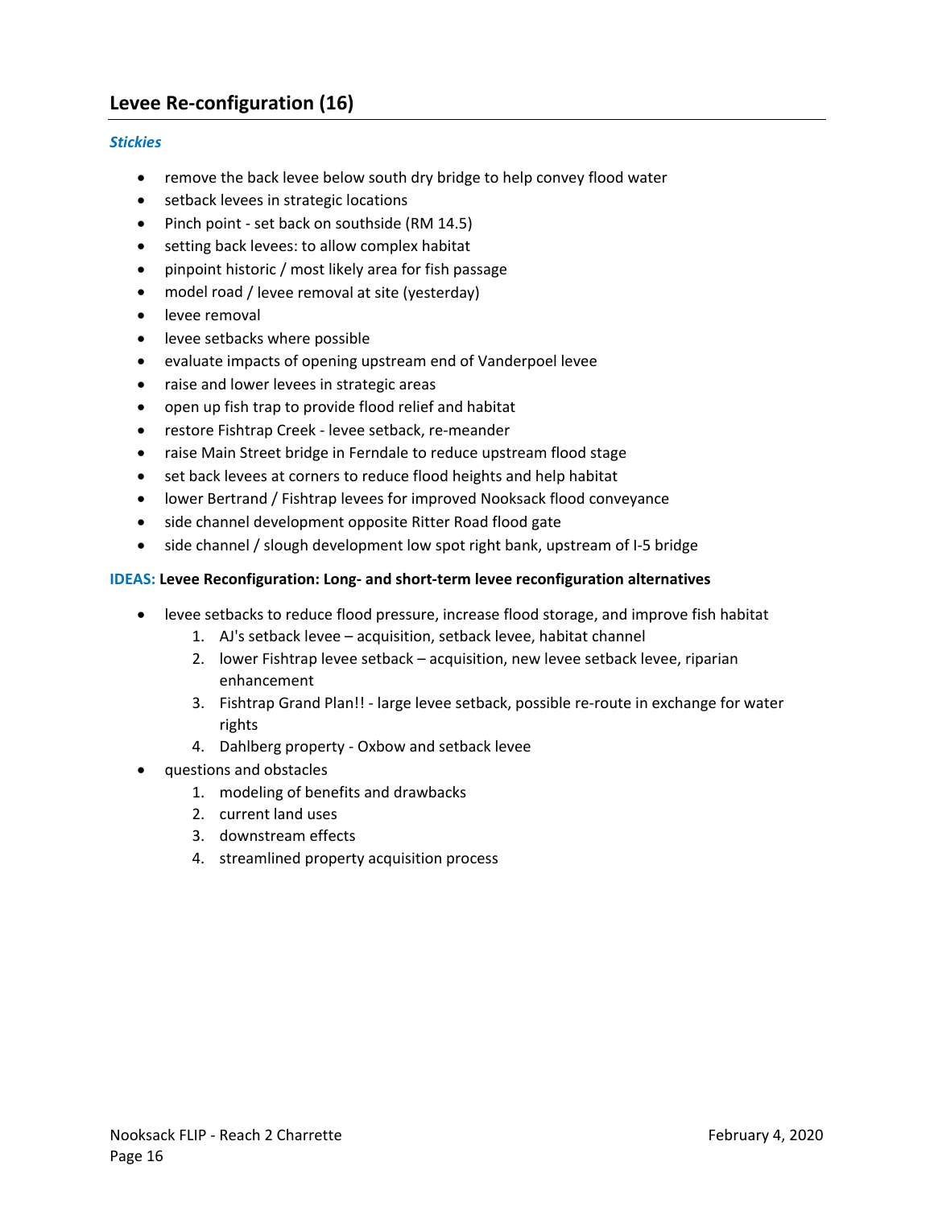## Levee Re-configuration (16)

***Stickies***

- remove the back levee below south dry bridge to help convey flood water
- setback levees in strategic locations
- Pinch point - set back on southside (RM 14.5)
- setting back levees: to allow complex habitat
- pinpoint historic / most likely area for fish passage
- model road / levee removal at site (yesterday)
- levee removal
- levee setbacks where possible
- evaluate impacts of opening upstream end of Vanderpoel levee
- raise and lower levees in strategic areas
- open up fish trap to provide flood relief and habitat
- restore Fishtrap Creek - levee setback, re-meander
- raise Main Street bridge in Ferndale to reduce upstream flood stage
- set back levees at corners to reduce flood heights and help habitat
- lower Bertrand / Fishtrap levees for improved Nooksack flood conveyance
- side channel development opposite Ritter Road flood gate
- side channel / slough development low spot right bank, upstream of I-5 bridge

**IDEAS: Levee Reconfiguration: Long- and short-term levee reconfiguration alternatives**

- levee setbacks to reduce flood pressure, increase flood storage, and improve fish habitat
    1. AJ's setback levee – acquisition, setback levee, habitat channel
    2. lower Fishtrap levee setback – acquisition, new levee setback levee, riparian enhancement
    3. Fishtrap Grand Plan!! - large levee setback, possible re-route in exchange for water rights
    4. Dahlberg property - Oxbow and setback levee
- questions and obstacles
    1. modeling of benefits and drawbacks
    2. current land uses
    3. downstream effects
    4. streamlined property acquisition process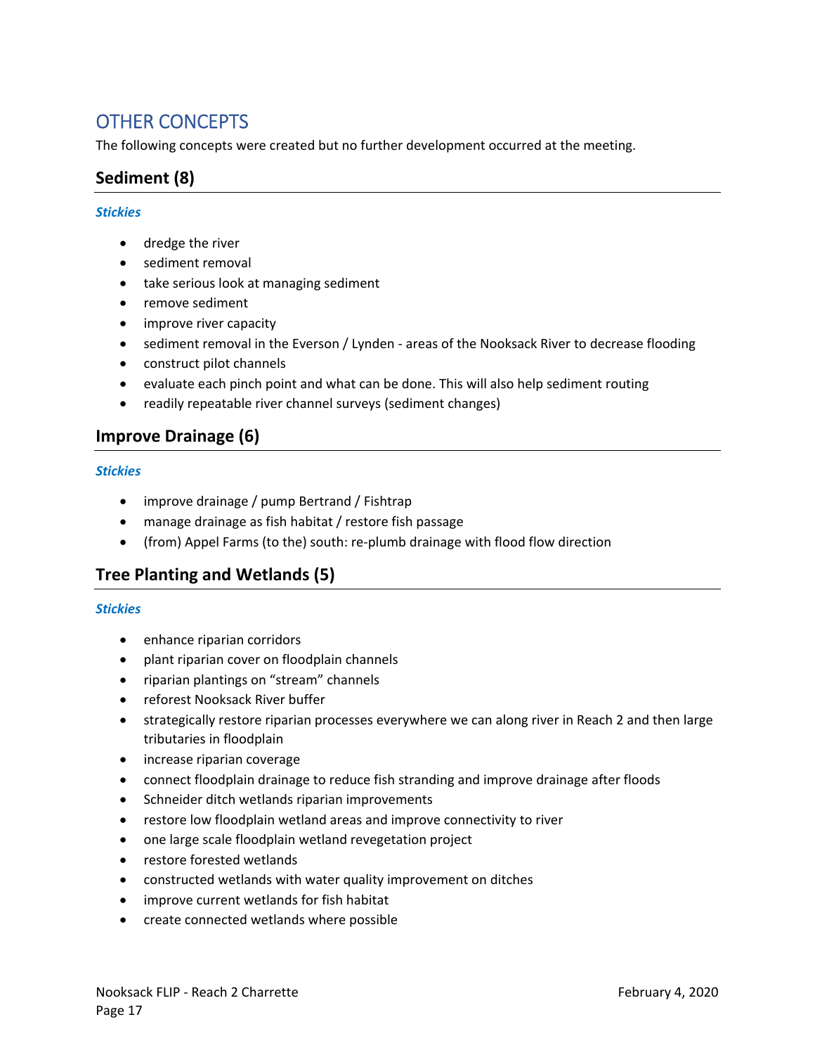## OTHER CONCEPTS

The following concepts were created but no further development occurred at the meeting.

### Sediment (8)

***Stickies***

- dredge the river
- sediment removal
- take serious look at managing sediment
- remove sediment
- improve river capacity
- sediment removal in the Everson / Lynden - areas of the Nooksack River to decrease flooding
- construct pilot channels
- evaluate each pinch point and what can be done. This will also help sediment routing
- readily repeatable river channel surveys (sediment changes)

### Improve Drainage (6)

***Stickies***

- improve drainage / pump Bertrand / Fishtrap
- manage drainage as fish habitat / restore fish passage
- (from) Appel Farms (to the) south: re-plumb drainage with flood flow direction

### Tree Planting and Wetlands (5)

***Stickies***

- enhance riparian corridors
- plant riparian cover on floodplain channels
- riparian plantings on "stream" channels
- reforest Nooksack River buffer
- strategically restore riparian processes everywhere we can along river in Reach 2 and then large tributaries in floodplain
- increase riparian coverage
- connect floodplain drainage to reduce fish stranding and improve drainage after floods
- Schneider ditch wetlands riparian improvements
- restore low floodplain wetland areas and improve connectivity to river
- one large scale floodplain wetland revegetation project
- restore forested wetlands
- constructed wetlands with water quality improvement on ditches
- improve current wetlands for fish habitat
- create connected wetlands where possible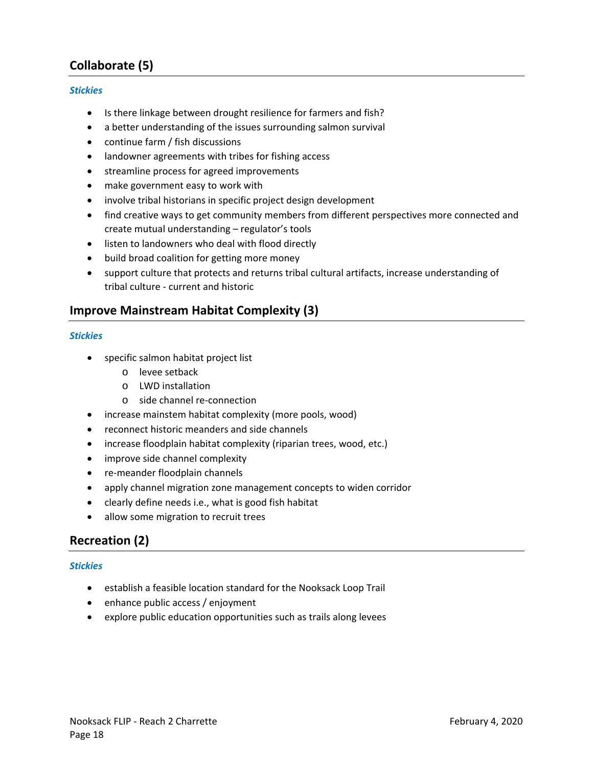## Collaborate (5)

***Stickies***

- Is there linkage between drought resilience for farmers and fish?
- a better understanding of the issues surrounding salmon survival
- continue farm / fish discussions
- landowner agreements with tribes for fishing access
- streamline process for agreed improvements
- make government easy to work with
- involve tribal historians in specific project design development
- find creative ways to get community members from different perspectives more connected and create mutual understanding – regulator's tools
- listen to landowners who deal with flood directly
- build broad coalition for getting more money
- support culture that protects and returns tribal cultural artifacts, increase understanding of tribal culture - current and historic

## Improve Mainstream Habitat Complexity (3)

***Stickies***

- specific salmon habitat project list
  - levee setback
  - LWD installation
  - side channel re-connection
- increase mainstem habitat complexity (more pools, wood)
- reconnect historic meanders and side channels
- increase floodplain habitat complexity (riparian trees, wood, etc.)
- improve side channel complexity
- re-meander floodplain channels
- apply channel migration zone management concepts to widen corridor
- clearly define needs i.e., what is good fish habitat
- allow some migration to recruit trees

## Recreation (2)

***Stickies***

- establish a feasible location standard for the Nooksack Loop Trail
- enhance public access / enjoyment
- explore public education opportunities such as trails along levees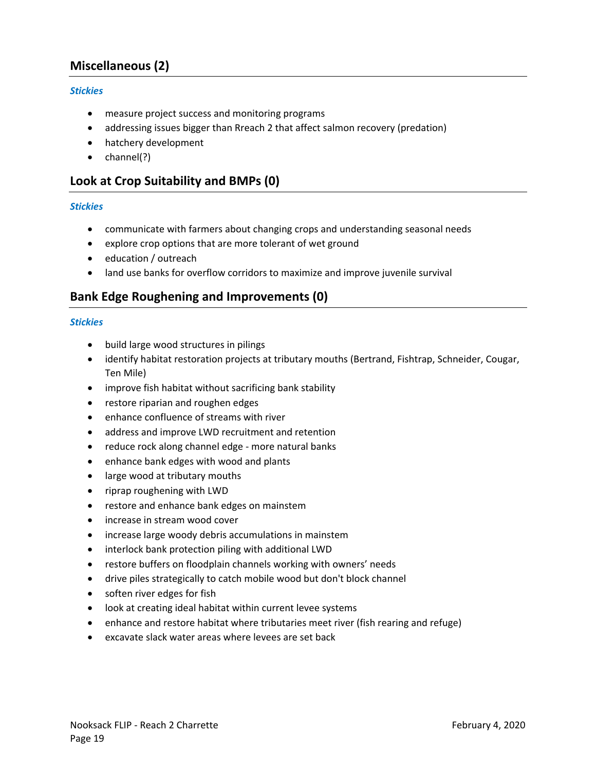## Miscellaneous (2)

***Stickies***

- measure project success and monitoring programs
- addressing issues bigger than Rreach 2 that affect salmon recovery (predation)
- hatchery development
- channel(?)

## Look at Crop Suitability and BMPs (0)

***Stickies***

- communicate with farmers about changing crops and understanding seasonal needs
- explore crop options that are more tolerant of wet ground
- education / outreach
- land use banks for overflow corridors to maximize and improve juvenile survival

## Bank Edge Roughening and Improvements (0)

***Stickies***

- build large wood structures in pilings
- identify habitat restoration projects at tributary mouths (Bertrand, Fishtrap, Schneider, Cougar, Ten Mile)
- improve fish habitat without sacrificing bank stability
- restore riparian and roughen edges
- enhance confluence of streams with river
- address and improve LWD recruitment and retention
- reduce rock along channel edge - more natural banks
- enhance bank edges with wood and plants
- large wood at tributary mouths
- riprap roughening with LWD
- restore and enhance bank edges on mainstem
- increase in stream wood cover
- increase large woody debris accumulations in mainstem
- interlock bank protection piling with additional LWD
- restore buffers on floodplain channels working with owners' needs
- drive piles strategically to catch mobile wood but don't block channel
- soften river edges for fish
- look at creating ideal habitat within current levee systems
- enhance and restore habitat where tributaries meet river (fish rearing and refuge)
- excavate slack water areas where levees are set back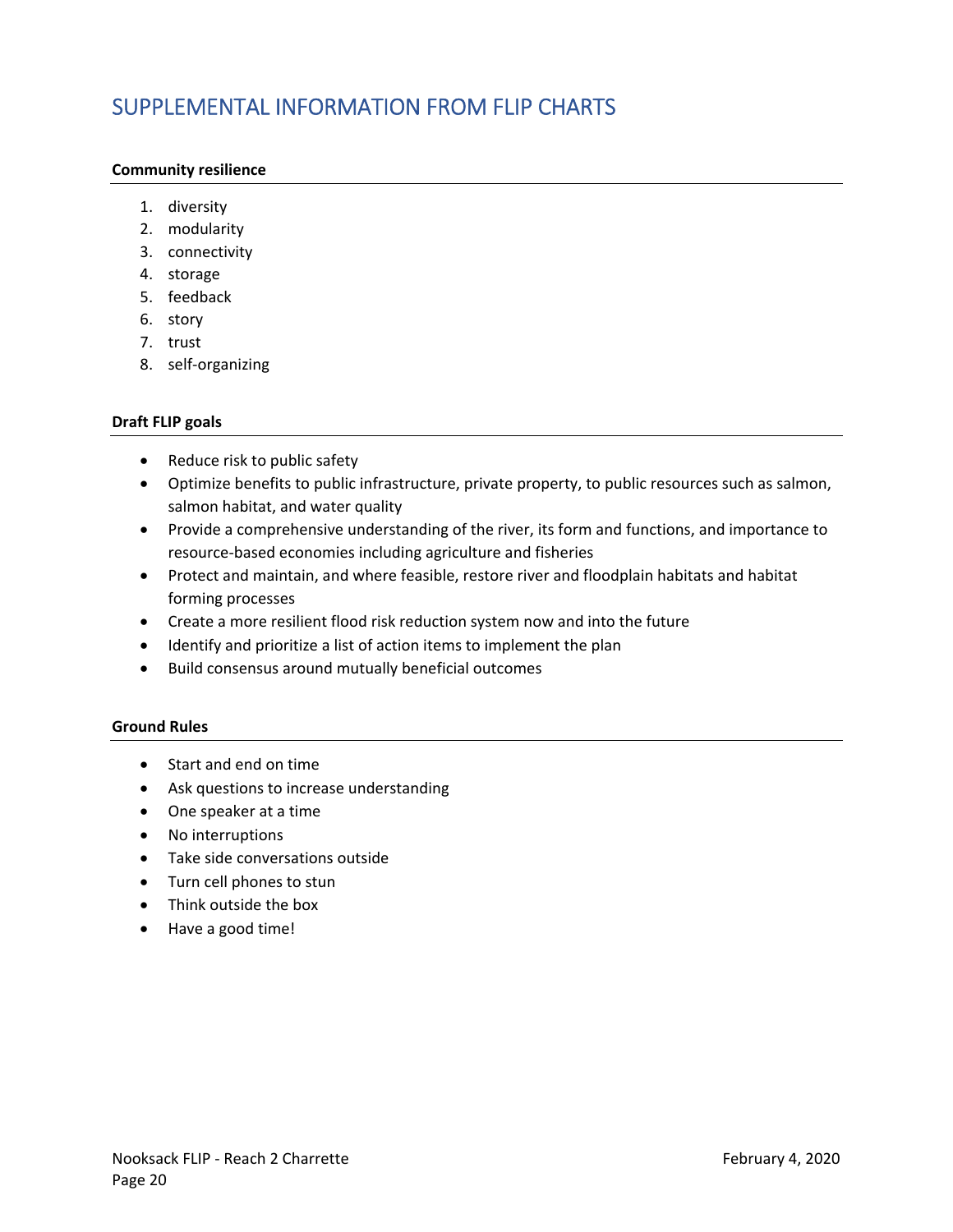# SUPPLEMENTAL INFORMATION FROM FLIP CHARTS

**Community resilience**

1. diversity
2. modularity
3. connectivity
4. storage
5. feedback
6. story
7. trust
8. self-organizing

**Draft FLIP goals**

- Reduce risk to public safety
- Optimize benefits to public infrastructure, private property, to public resources such as salmon, salmon habitat, and water quality
- Provide a comprehensive understanding of the river, its form and functions, and importance to resource-based economies including agriculture and fisheries
- Protect and maintain, and where feasible, restore river and floodplain habitats and habitat forming processes
- Create a more resilient flood risk reduction system now and into the future
- Identify and prioritize a list of action items to implement the plan
- Build consensus around mutually beneficial outcomes

**Ground Rules**

- Start and end on time
- Ask questions to increase understanding
- One speaker at a time
- No interruptions
- Take side conversations outside
- Turn cell phones to stun
- Think outside the box
- Have a good time!